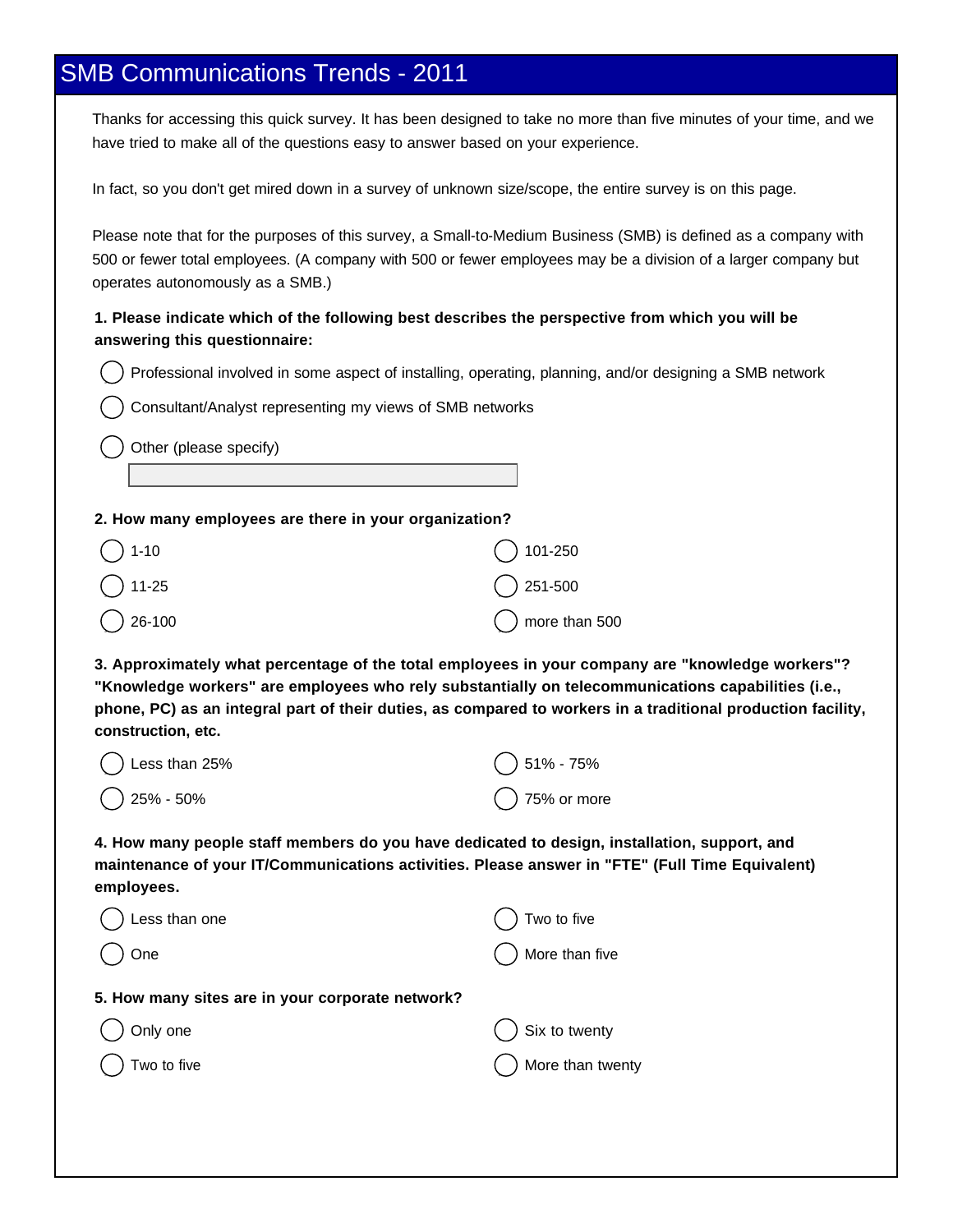# SMB Communications Trends - 2011

Thanks for accessing this quick survey. It has been designed to take no more than five minutes of your time, and we have tried to make all of the questions easy to answer based on your experience.

In fact, so you don't get mired down in a survey of unknown size/scope, the entire survey is on this page.

Please note that for the purposes of this survey, a Small-to-Medium Business (SMB) is defined as a company with 500 or fewer total employees. (A company with 500 or fewer employees may be a division of a larger company but operates autonomously as a SMB.)

**1. Please indicate which of the following best describes the perspective from which you will be answering this questionnaire:**

- ◯ Professional involved in some aspect of installing, operating, planning, and/or designing a SMB network
- ◯ Consultant/Analyst representing my views of SMB networks
- ◯ Other (please specify) \_\_\_\_\_\_\_\_\_\_\_\_\_\_\_\_\_\_\_\_

**2. How many employees are there in your organization?**

- ◯ 1-10
- ◯ 11-25
- ◯ 26-100
- ◯ 101-250
- ◯ 251-500
- ◯ more than 500

**3. Approximately what percentage of the total employees in your company are "knowledge workers"? "Knowledge workers" are employees who rely substantially on telecommunications capabilities (i.e., phone, PC) as an integral part of their duties, as compared to workers in a traditional production facility, construction, etc.**

- ◯ Less than 25%
- ◯ 25% - 50%
- ◯ 51% - 75%
- ◯ 75% or more

**4. How many people staff members do you have dedicated to design, installation, support, and maintenance of your IT/Communications activities. Please answer in "FTE" (Full Time Equivalent) employees.**

- ◯ Less than one
- ◯ One
- ◯ Two to five
- ◯ More than five

**5. How many sites are in your corporate network?**

- ◯ Only one
- ◯ Two to five
- ◯ Six to twenty
- ◯ More than twenty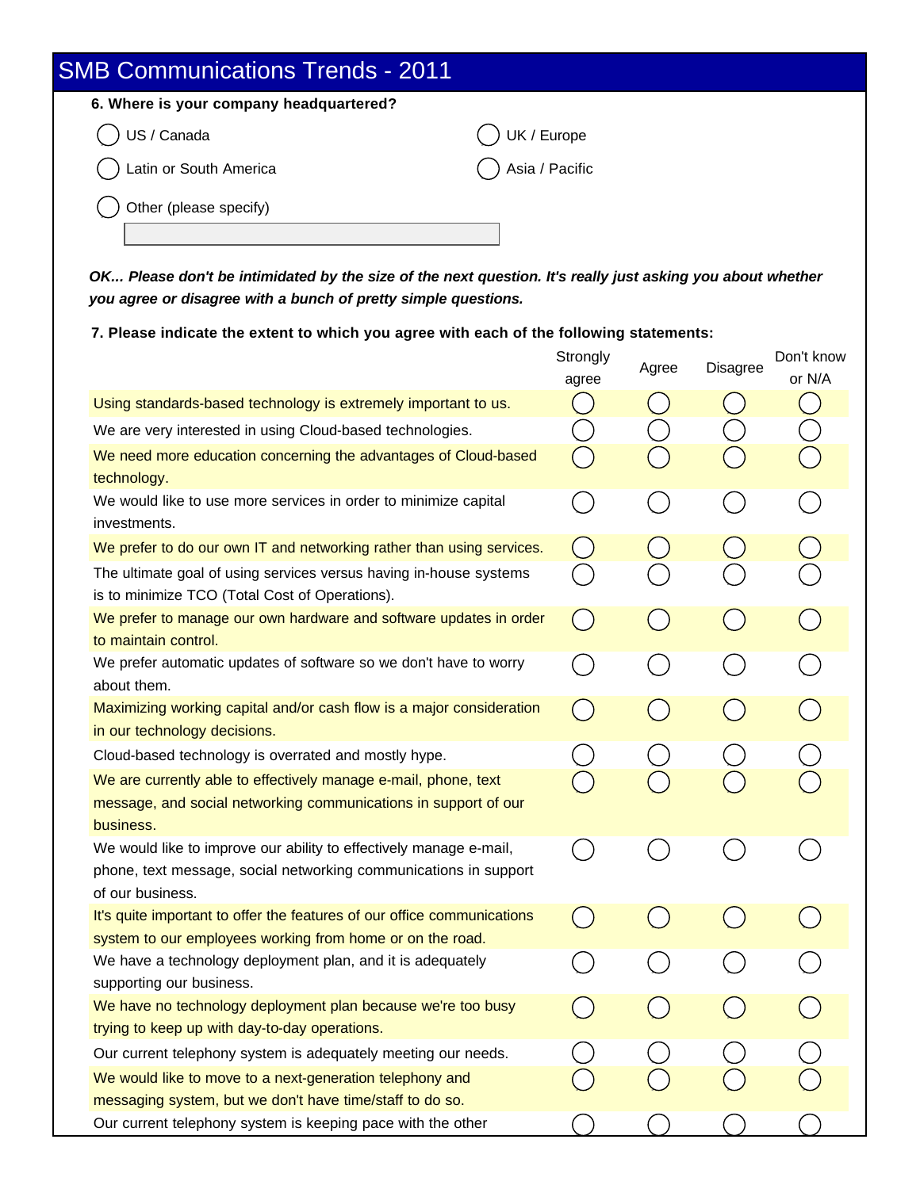## SMB Communications Trends - 2011

**6. Where is your company headquartered?**

- ◯ US / Canada
- ◯ UK / Europe
- ◯ Latin or South America
- ◯ Asia / Pacific
- ◯ Other (please specify)

*OK... Please don't be intimidated by the size of the next question. It's really just asking you about whether you agree or disagree with a bunch of pretty simple questions.*

**7. Please indicate the extent to which you agree with each of the following statements:**

| | Strongly agree | Agree | Disagree | Don't know or N/A |
|---|---|---|---|---|
| Using standards-based technology is extremely important to us. | ◯ | ◯ | ◯ | ◯ |
| We are very interested in using Cloud-based technologies. | ◯ | ◯ | ◯ | ◯ |
| We need more education concerning the advantages of Cloud-based technology. | ◯ | ◯ | ◯ | ◯ |
| We would like to use more services in order to minimize capital investments. | ◯ | ◯ | ◯ | ◯ |
| We prefer to do our own IT and networking rather than using services. | ◯ | ◯ | ◯ | ◯ |
| The ultimate goal of using services versus having in-house systems is to minimize TCO (Total Cost of Operations). | ◯ | ◯ | ◯ | ◯ |
| We prefer to manage our own hardware and software updates in order to maintain control. | ◯ | ◯ | ◯ | ◯ |
| We prefer automatic updates of software so we don't have to worry about them. | ◯ | ◯ | ◯ | ◯ |
| Maximizing working capital and/or cash flow is a major consideration in our technology decisions. | ◯ | ◯ | ◯ | ◯ |
| Cloud-based technology is overrated and mostly hype. | ◯ | ◯ | ◯ | ◯ |
| We are currently able to effectively manage e-mail, phone, text message, and social networking communications in support of our business. | ◯ | ◯ | ◯ | ◯ |
| We would like to improve our ability to effectively manage e-mail, phone, text message, social networking communications in support of our business. | ◯ | ◯ | ◯ | ◯ |
| It's quite important to offer the features of our office communications system to our employees working from home or on the road. | ◯ | ◯ | ◯ | ◯ |
| We have a technology deployment plan, and it is adequately supporting our business. | ◯ | ◯ | ◯ | ◯ |
| We have no technology deployment plan because we're too busy trying to keep up with day-to-day operations. | ◯ | ◯ | ◯ | ◯ |
| Our current telephony system is adequately meeting our needs. | ◯ | ◯ | ◯ | ◯ |
| We would like to move to a next-generation telephony and messaging system, but we don't have time/staff to do so. | ◯ | ◯ | ◯ | ◯ |
| Our current telephony system is keeping pace with the other | ◯ | ◯ | ◯ | ◯ |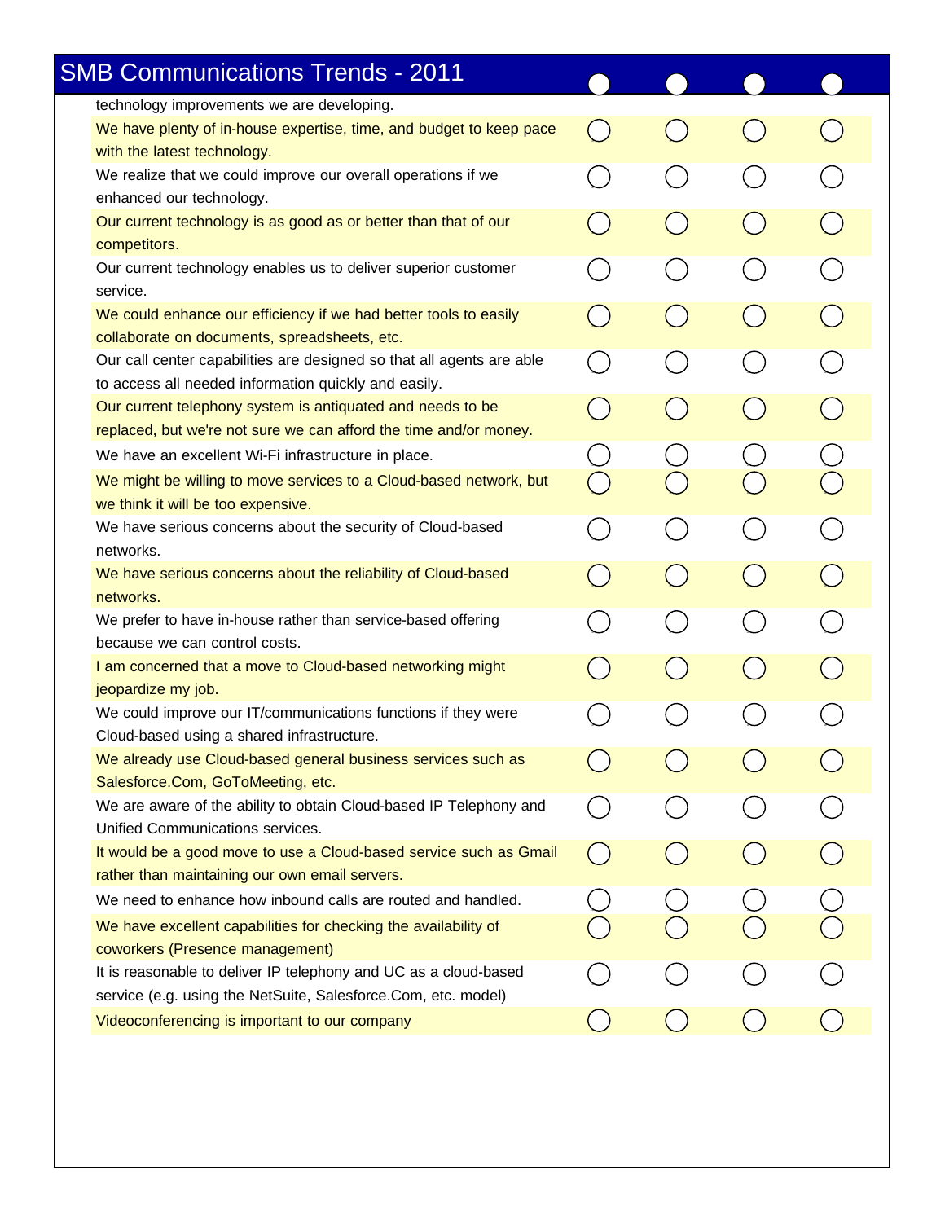## SMB Communications Trends - 2011

| | ◯ | ◯ | ◯ | ◯ |
|---|---|---|---|---|
| technology improvements we are developing. | | | | |
| We have plenty of in-house expertise, time, and budget to keep pace with the latest technology. | ◯ | ◯ | ◯ | ◯ |
| We realize that we could improve our overall operations if we enhanced our technology. | ◯ | ◯ | ◯ | ◯ |
| Our current technology is as good as or better than that of our competitors. | ◯ | ◯ | ◯ | ◯ |
| Our current technology enables us to deliver superior customer service. | ◯ | ◯ | ◯ | ◯ |
| We could enhance our efficiency if we had better tools to easily collaborate on documents, spreadsheets, etc. | ◯ | ◯ | ◯ | ◯ |
| Our call center capabilities are designed so that all agents are able to access all needed information quickly and easily. | ◯ | ◯ | ◯ | ◯ |
| Our current telephony system is antiquated and needs to be replaced, but we're not sure we can afford the time and/or money. | ◯ | ◯ | ◯ | ◯ |
| We have an excellent Wi-Fi infrastructure in place. | ◯ | ◯ | ◯ | ◯ |
| We might be willing to move services to a Cloud-based network, but we think it will be too expensive. | ◯ | ◯ | ◯ | ◯ |
| We have serious concerns about the security of Cloud-based networks. | ◯ | ◯ | ◯ | ◯ |
| We have serious concerns about the reliability of Cloud-based networks. | ◯ | ◯ | ◯ | ◯ |
| We prefer to have in-house rather than service-based offering because we can control costs. | ◯ | ◯ | ◯ | ◯ |
| I am concerned that a move to Cloud-based networking might jeopardize my job. | ◯ | ◯ | ◯ | ◯ |
| We could improve our IT/communications functions if they were Cloud-based using a shared infrastructure. | ◯ | ◯ | ◯ | ◯ |
| We already use Cloud-based general business services such as Salesforce.Com, GoToMeeting, etc. | ◯ | ◯ | ◯ | ◯ |
| We are aware of the ability to obtain Cloud-based IP Telephony and Unified Communications services. | ◯ | ◯ | ◯ | ◯ |
| It would be a good move to use a Cloud-based service such as Gmail rather than maintaining our own email servers. | ◯ | ◯ | ◯ | ◯ |
| We need to enhance how inbound calls are routed and handled. | ◯ | ◯ | ◯ | ◯ |
| We have excellent capabilities for checking the availability of coworkers (Presence management) | ◯ | ◯ | ◯ | ◯ |
| It is reasonable to deliver IP telephony and UC as a cloud-based service (e.g. using the NetSuite, Salesforce.Com, etc. model) | ◯ | ◯ | ◯ | ◯ |
| Videoconferencing is important to our company | ◯ | ◯ | ◯ | ◯ |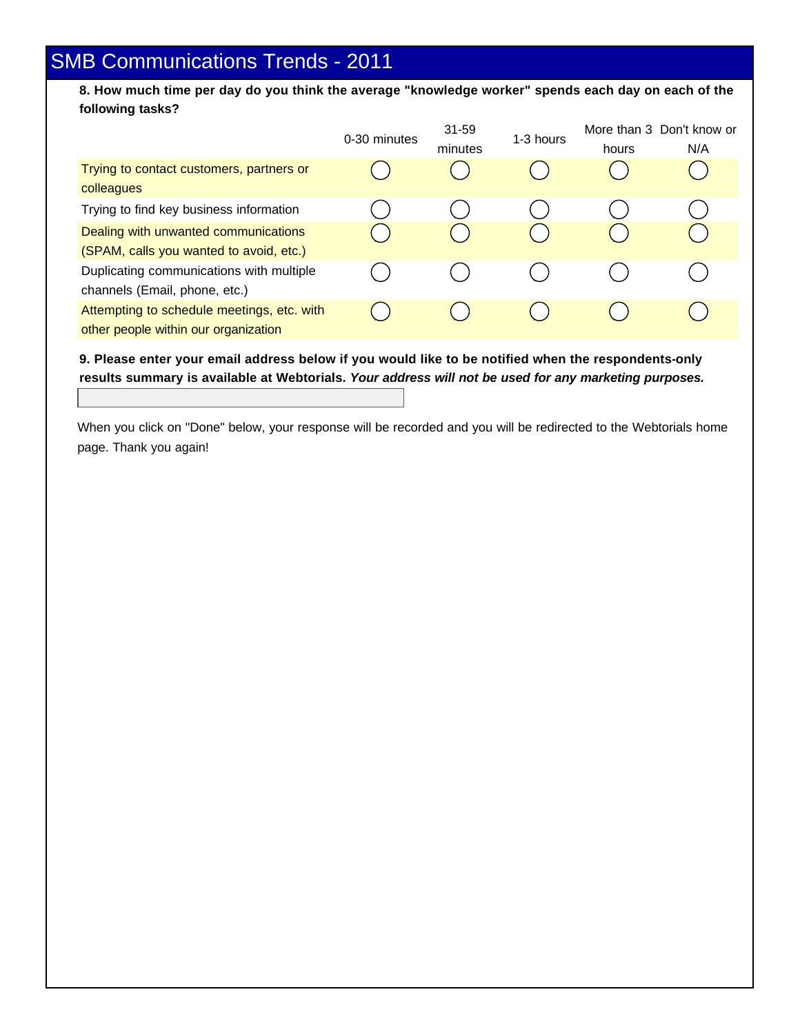# SMB Communications Trends - 2011

**8. How much time per day do you think the average "knowledge worker" spends each day on each of the following tasks?**

| | 0-30 minutes | 31-59 minutes | 1-3 hours | More than 3 hours | Don't know or N/A |
|---|---|---|---|---|---|
| Trying to contact customers, partners or colleagues | ◯ | ◯ | ◯ | ◯ | ◯ |
| Trying to find key business information | ◯ | ◯ | ◯ | ◯ | ◯ |
| Dealing with unwanted communications (SPAM, calls you wanted to avoid, etc.) | ◯ | ◯ | ◯ | ◯ | ◯ |
| Duplicating communications with multiple channels (Email, phone, etc.) | ◯ | ◯ | ◯ | ◯ | ◯ |
| Attempting to schedule meetings, etc. with other people within our organization | ◯ | ◯ | ◯ | ◯ | ◯ |

**9. Please enter your email address below if you would like to be notified when the respondents-only results summary is available at Webtorials.** ***Your address will not be used for any marketing purposes.***

When you click on "Done" below, your response will be recorded and you will be redirected to the Webtorials home page. Thank you again!